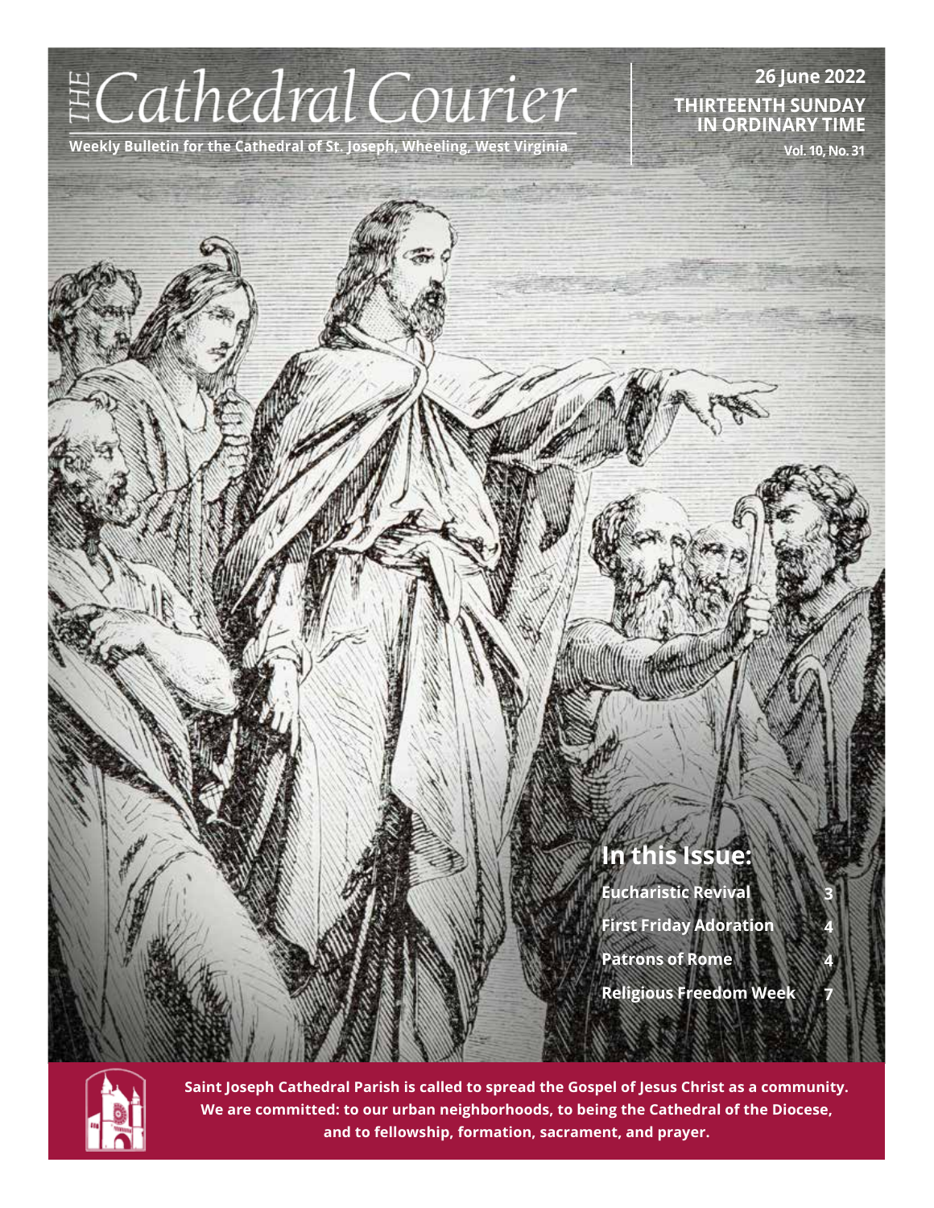# THE Cathedral Courier

**Weekly Bulletin for the Cathedral of St. Joseph, Wheeling, West Virginia**

**26 June 2022**

**THIRTEENTH SUNDAY IN ORDINARY TIME**

**Vol. 10, No. 31**

## In this Issue:

| | |
|---|---|
| **Eucharistic Revival** | **3** |
| **First Friday Adoration** | **4** |
| **Patrons of Rome** | **4** |
| **Religious Freedom Week** | **7** |

**Saint Joseph Cathedral Parish is called to spread the Gospel of Jesus Christ as a community. We are committed: to our urban neighborhoods, to being the Cathedral of the Diocese, and to fellowship, formation, sacrament, and prayer.**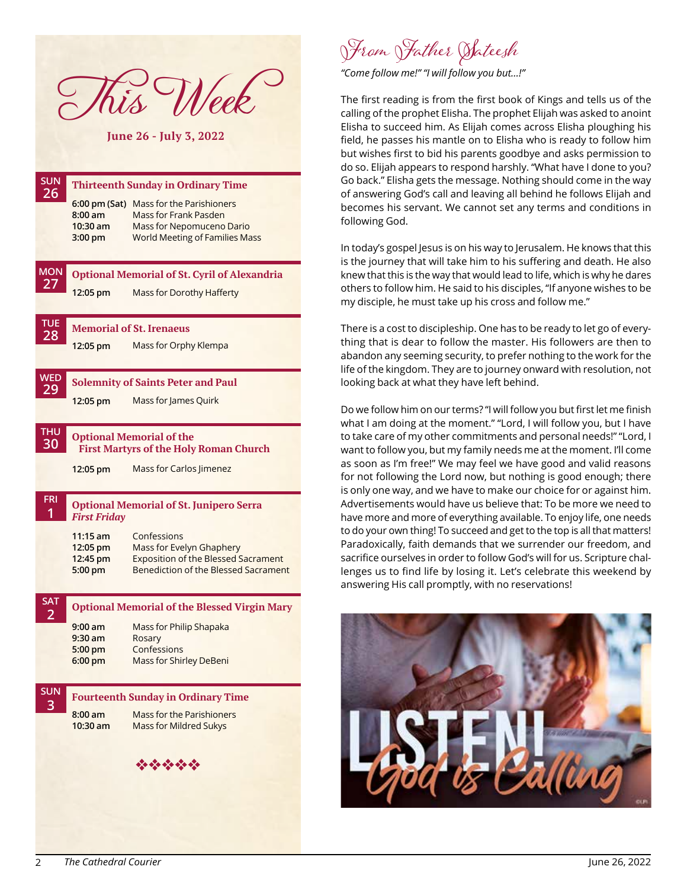# This Week

**June 26 - July 3, 2022**

## SUN 26 — Thirteenth Sunday in Ordinary Time

| | |
|---|---|
| **6:00 pm (Sat)** | Mass for the Parishioners |
| **8:00 am** | Mass for Frank Pasden |
| **10:30 am** | Mass for Nepomuceno Dario |
| **3:00 pm** | World Meeting of Families Mass |

## MON 27 — Optional Memorial of St. Cyril of Alexandria

| | |
|---|---|
| **12:05 pm** | Mass for Dorothy Hafferty |

## TUE 28 — Memorial of St. Irenaeus

| | |
|---|---|
| **12:05 pm** | Mass for Orphy Klempa |

## WED 29 — Solemnity of Saints Peter and Paul

| | |
|---|---|
| **12:05 pm** | Mass for James Quirk |

## THU 30 — Optional Memorial of the First Martyrs of the Holy Roman Church

| | |
|---|---|
| **12:05 pm** | Mass for Carlos Jimenez |

## FRI 1 — Optional Memorial of St. Junipero Serra

***First Friday***

| | |
|---|---|
| **11:15 am** | Confessions |
| **12:05 pm** | Mass for Evelyn Ghaphery |
| **12:45 pm** | Exposition of the Blessed Sacrament |
| **5:00 pm** | Benediction of the Blessed Sacrament |

## SAT 2 — Optional Memorial of the Blessed Virgin Mary

| | |
|---|---|
| **9:00 am** | Mass for Philip Shapaka |
| **9:30 am** | Rosary |
| **5:00 pm** | Confessions |
| **6:00 pm** | Mass for Shirley DeBeni |

## SUN 3 — Fourteenth Sunday in Ordinary Time

| | |
|---|---|
| **8:00 am** | Mass for the Parishioners |
| **10:30 am** | Mass for Mildred Sukys |

# From Father Sateesh

*"Come follow me!" "I will follow you but...!"*

The first reading is from the first book of Kings and tells us of the calling of the prophet Elisha. The prophet Elijah was asked to anoint Elisha to succeed him. As Elijah comes across Elisha ploughing his field, he passes his mantle on to Elisha who is ready to follow him but wishes first to bid his parents goodbye and asks permission to do so. Elijah appears to respond harshly. "What have I done to you? Go back." Elisha gets the message. Nothing should come in the way of answering God's call and leaving all behind he follows Elijah and becomes his servant. We cannot set any terms and conditions in following God.

In today's gospel Jesus is on his way to Jerusalem. He knows that this is the journey that will take him to his suffering and death. He also knew that this is the way that would lead to life, which is why he dares others to follow him. He said to his disciples, "If anyone wishes to be my disciple, he must take up his cross and follow me."

There is a cost to discipleship. One has to be ready to let go of everything that is dear to follow the master. His followers are then to abandon any seeming security, to prefer nothing to the work for the life of the kingdom. They are to journey onward with resolution, not looking back at what they have left behind.

Do we follow him on our terms? "I will follow you but first let me finish what I am doing at the moment." "Lord, I will follow you, but I have to take care of my other commitments and personal needs!" "Lord, I want to follow you, but my family needs me at the moment. I'll come as soon as I'm free!" We may feel we have good and valid reasons for not following the Lord now, but nothing is good enough; there is only one way, and we have to make our choice for or against him. Advertisements would have us believe that: To be more we need to have more and more of everything available. To enjoy life, one needs to do your own thing! To succeed and get to the top is all that matters! Paradoxically, faith demands that we surrender our freedom, and sacrifice ourselves in order to follow God's will for us. Scripture challenges us to find life by losing it. Let's celebrate this weekend by answering His call promptly, with no reservations!

LISTEN! God is Calling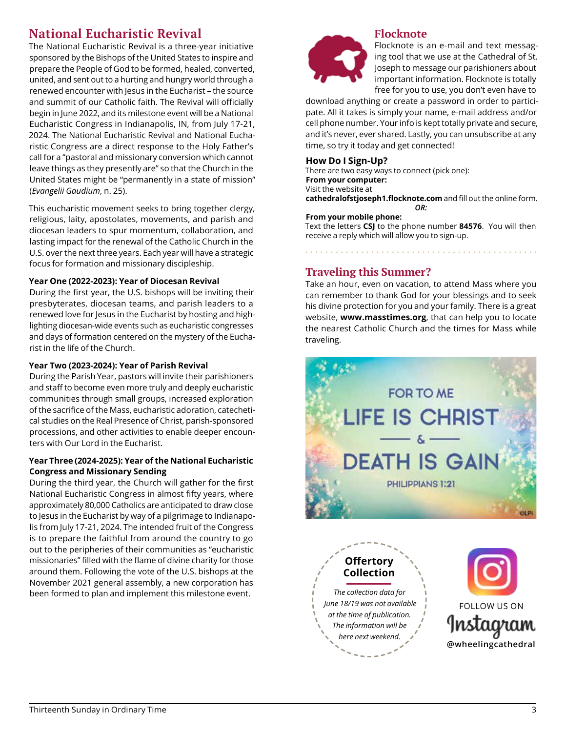## National Eucharistic Revival

The National Eucharistic Revival is a three-year initiative sponsored by the Bishops of the United States to inspire and prepare the People of God to be formed, healed, converted, united, and sent out to a hurting and hungry world through a renewed encounter with Jesus in the Eucharist – the source and summit of our Catholic faith. The Revival will officially begin in June 2022, and its milestone event will be a National Eucharistic Congress in Indianapolis, IN, from July 17-21, 2024. The National Eucharistic Revival and National Eucharistic Congress are a direct response to the Holy Father's call for a "pastoral and missionary conversion which cannot leave things as they presently are" so that the Church in the United States might be "permanently in a state of mission" (*Evangelii Gaudium*, n. 25).

This eucharistic movement seeks to bring together clergy, religious, laity, apostolates, movements, and parish and diocesan leaders to spur momentum, collaboration, and lasting impact for the renewal of the Catholic Church in the U.S. over the next three years. Each year will have a strategic focus for formation and missionary discipleship.

**Year One (2022-2023): Year of Diocesan Revival**
During the first year, the U.S. bishops will be inviting their presbyterates, diocesan teams, and parish leaders to a renewed love for Jesus in the Eucharist by hosting and highlighting diocesan-wide events such as eucharistic congresses and days of formation centered on the mystery of the Eucharist in the life of the Church.

**Year Two (2023-2024): Year of Parish Revival**
During the Parish Year, pastors will invite their parishioners and staff to become even more truly and deeply eucharistic communities through small groups, increased exploration of the sacrifice of the Mass, eucharistic adoration, catechetical studies on the Real Presence of Christ, parish-sponsored processions, and other activities to enable deeper encounters with Our Lord in the Eucharist.

**Year Three (2024-2025): Year of the National Eucharistic Congress and Missionary Sending**
During the third year, the Church will gather for the first National Eucharistic Congress in almost fifty years, where approximately 80,000 Catholics are anticipated to draw close to Jesus in the Eucharist by way of a pilgrimage to Indianapolis from July 17-21, 2024. The intended fruit of the Congress is to prepare the faithful from around the country to go out to the peripheries of their communities as "eucharistic missionaries" filled with the flame of divine charity for those around them. Following the vote of the U.S. bishops at the November 2021 general assembly, a new corporation has been formed to plan and implement this milestone event.

## Flocknote

Flocknote is an e-mail and text messaging tool that we use at the Cathedral of St. Joseph to message our parishioners about important information. Flocknote is totally free for you to use, you don't even have to download anything or create a password in order to participate. All it takes is simply your name, e-mail address and/or cell phone number. Your info is kept totally private and secure, and it's never, ever shared. Lastly, you can unsubscribe at any time, so try it today and get connected!

**How Do I Sign-Up?**
There are two easy ways to connect (pick one):
**From your computer:**
Visit the website at
**cathedralofstjoseph1.flocknote.com** and fill out the online form.
*OR:*
**From your mobile phone:**
Text the letters **CSJ** to the phone number **84576**. You will then receive a reply which will allow you to sign-up.

## Traveling this Summer?

Take an hour, even on vacation, to attend Mass where you can remember to thank God for your blessings and to seek his divine protection for you and your family. There is a great website, **www.masstimes.org**, that can help you to locate the nearest Catholic Church and the times for Mass while traveling.

FOR TO ME LIFE IS CHRIST & DEATH IS GAIN
PHILIPPIANS 1:21

**Offertory Collection**

*The collection data for June 18/19 was not available at the time of publication. The information will be here next weekend.*

FOLLOW US ON Instagram
**@wheelingcathedral**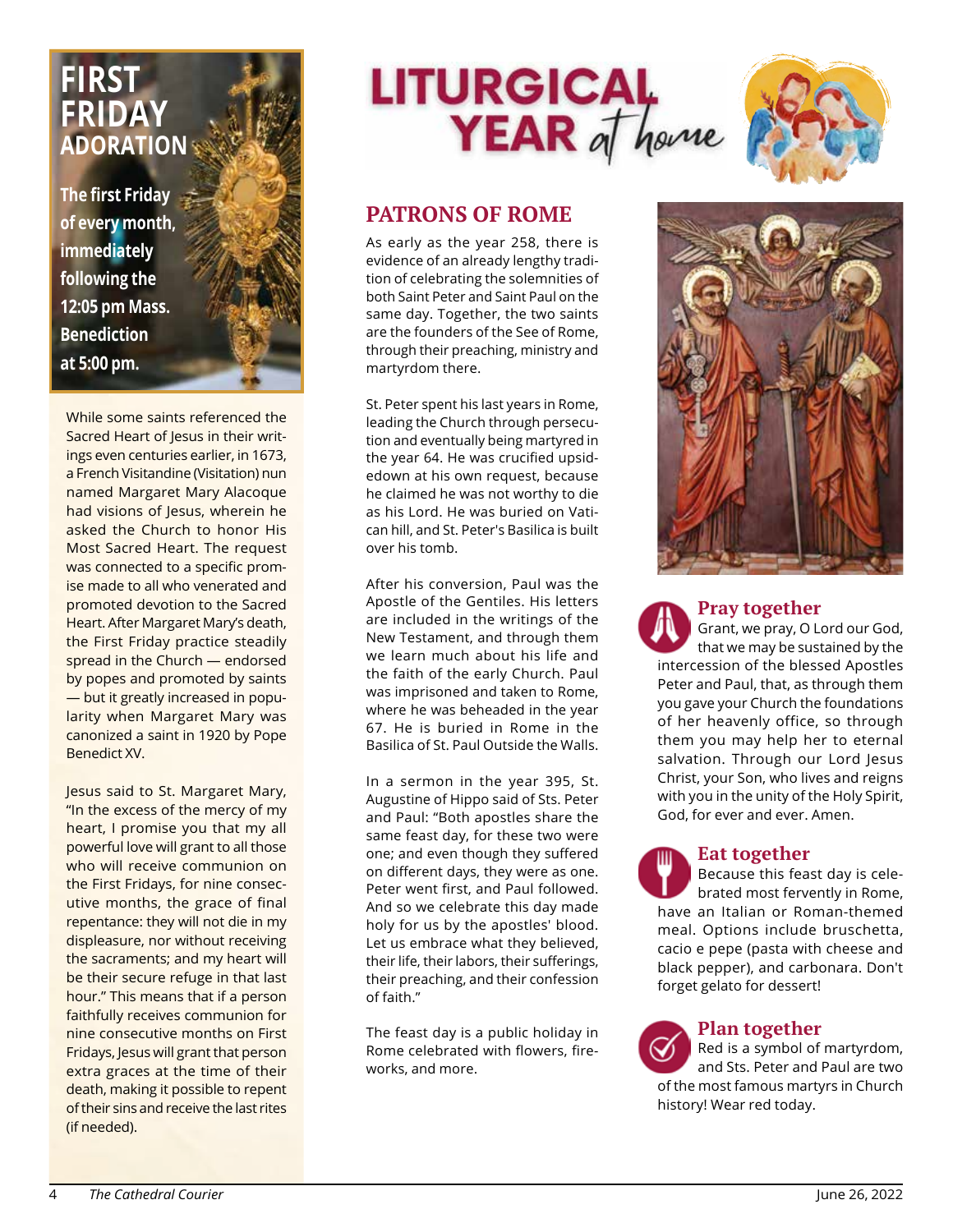# FIRST FRIDAY ADORATION

**The first Friday of every month, immediately following the 12:05 pm Mass. Benediction at 5:00 pm.**

While some saints referenced the Sacred Heart of Jesus in their writings even centuries earlier, in 1673, a French Visitandine (Visitation) nun named Margaret Mary Alacoque had visions of Jesus, wherein he asked the Church to honor His Most Sacred Heart. The request was connected to a specific promise made to all who venerated and promoted devotion to the Sacred Heart. After Margaret Mary's death, the First Friday practice steadily spread in the Church — endorsed by popes and promoted by saints — but it greatly increased in popularity when Margaret Mary was canonized a saint in 1920 by Pope Benedict XV.

Jesus said to St. Margaret Mary, "In the excess of the mercy of my heart, I promise you that my all powerful love will grant to all those who will receive communion on the First Fridays, for nine consecutive months, the grace of final repentance: they will not die in my displeasure, nor without receiving the sacraments; and my heart will be their secure refuge in that last hour." This means that if a person faithfully receives communion for nine consecutive months on First Fridays, Jesus will grant that person extra graces at the time of their death, making it possible to repent of their sins and receive the last rites (if needed).

# LITURGICAL YEAR *at home*

## PATRONS OF ROME

As early as the year 258, there is evidence of an already lengthy tradition of celebrating the solemnities of both Saint Peter and Saint Paul on the same day. Together, the two saints are the founders of the See of Rome, through their preaching, ministry and martyrdom there.

St. Peter spent his last years in Rome, leading the Church through persecution and eventually being martyred in the year 64. He was crucified upsidedown at his own request, because he claimed he was not worthy to die as his Lord. He was buried on Vatican hill, and St. Peter's Basilica is built over his tomb.

After his conversion, Paul was the Apostle of the Gentiles. His letters are included in the writings of the New Testament, and through them we learn much about his life and the faith of the early Church. Paul was imprisoned and taken to Rome, where he was beheaded in the year 67. He is buried in Rome in the Basilica of St. Paul Outside the Walls.

In a sermon in the year 395, St. Augustine of Hippo said of Sts. Peter and Paul: "Both apostles share the same feast day, for these two were one; and even though they suffered on different days, they were as one. Peter went first, and Paul followed. And so we celebrate this day made holy for us by the apostles' blood. Let us embrace what they believed, their life, their labors, their sufferings, their preaching, and their confession of faith."

The feast day is a public holiday in Rome celebrated with flowers, fireworks, and more.

### Pray together

Grant, we pray, O Lord our God, that we may be sustained by the intercession of the blessed Apostles Peter and Paul, that, as through them you gave your Church the foundations of her heavenly office, so through them you may help her to eternal salvation. Through our Lord Jesus Christ, your Son, who lives and reigns with you in the unity of the Holy Spirit, God, for ever and ever. Amen.

### Eat together

Because this feast day is celebrated most fervently in Rome, have an Italian or Roman-themed meal. Options include bruschetta, cacio e pepe (pasta with cheese and black pepper), and carbonara. Don't forget gelato for dessert!

### Plan together

Red is a symbol of martyrdom, and Sts. Peter and Paul are two of the most famous martyrs in Church history! Wear red today.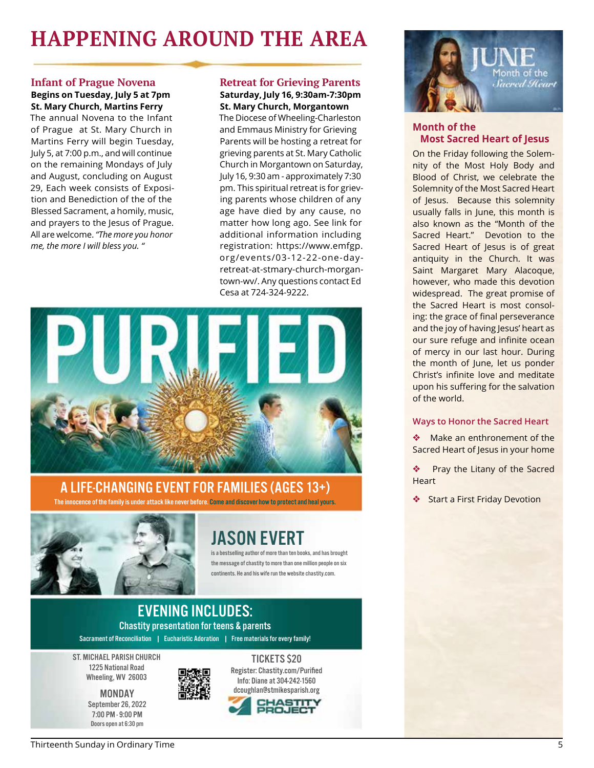# HAPPENING AROUND THE AREA

## Infant of Prague Novena

**Begins on Tuesday, July 5 at 7pm**
**St. Mary Church, Martins Ferry**

The annual Novena to the Infant of Prague at St. Mary Church in Martins Ferry will begin Tuesday, July 5, at 7:00 p.m., and will continue on the remaining Mondays of July and August, concluding on August 29, Each week consists of Exposition and Benediction of the of the Blessed Sacrament, a homily, music, and prayers to the Jesus of Prague. All are welcome. *"The more you honor me, the more I will bless you. "*

## Retreat for Grieving Parents

**Saturday, July 16, 9:30am-7:30pm**
**St. Mary Church, Morgantown**

The Diocese of Wheeling-Charleston and Emmaus Ministry for Grieving Parents will be hosting a retreat for grieving parents at St. Mary Catholic Church in Morgantown on Saturday, July 16, 9:30 am - approximately 7:30 pm. This spiritual retreat is for grieving parents whose children of any age have died by any cause, no matter how long ago. See link for additional information including registration: https://www.emfgp.org/events/03-12-22-one-day-retreat-at-stmary-church-morgantown-wv/. Any questions contact Ed Cesa at 724-324-9222.

# PURIFIED

## A LIFE-CHANGING EVENT FOR FAMILIES (AGES 13+)

The innocence of the family is under attack like never before. Come and discover how to protect and heal yours.

## JASON EVERT

is a bestselling author of more than ten books, and has brought the message of chastity to more than one million people on six continents. He and his wife run the website chastity.com.

## EVENING INCLUDES:

**Chastity presentation for teens & parents**

Sacrament of Reconciliation | Eucharistic Adoration | Free materials for every family!

ST. MICHAEL PARISH CHURCH
1225 National Road
Wheeling, WV 26003

MONDAY
September 26, 2022
7:00 PM - 9:00 PM
Doors open at 6:30 pm

TICKETS $20
Register: Chastity.com/Purified
Info: Diane at 304-242-1560
dcoughlan@stmikesparish.org

CHASTITY PROJECT

JUNE
Month of the Sacred Heart

## Month of the Most Sacred Heart of Jesus

On the Friday following the Solemnity of the Most Holy Body and Blood of Christ, we celebrate the Solemnity of the Most Sacred Heart of Jesus. Because this solemnity usually falls in June, this month is also known as the "Month of the Sacred Heart." Devotion to the Sacred Heart of Jesus is of great antiquity in the Church. It was Saint Margaret Mary Alacoque, however, who made this devotion widespread. The great promise of the Sacred Heart is most consoling: the grace of final perseverance and the joy of having Jesus' heart as our sure refuge and infinite ocean of mercy in our last hour. During the month of June, let us ponder Christ's infinite love and meditate upon his suffering for the salvation of the world.

### Ways to Honor the Sacred Heart

- Make an enthronement of the Sacred Heart of Jesus in your home
- Pray the Litany of the Sacred Heart
- Start a First Friday Devotion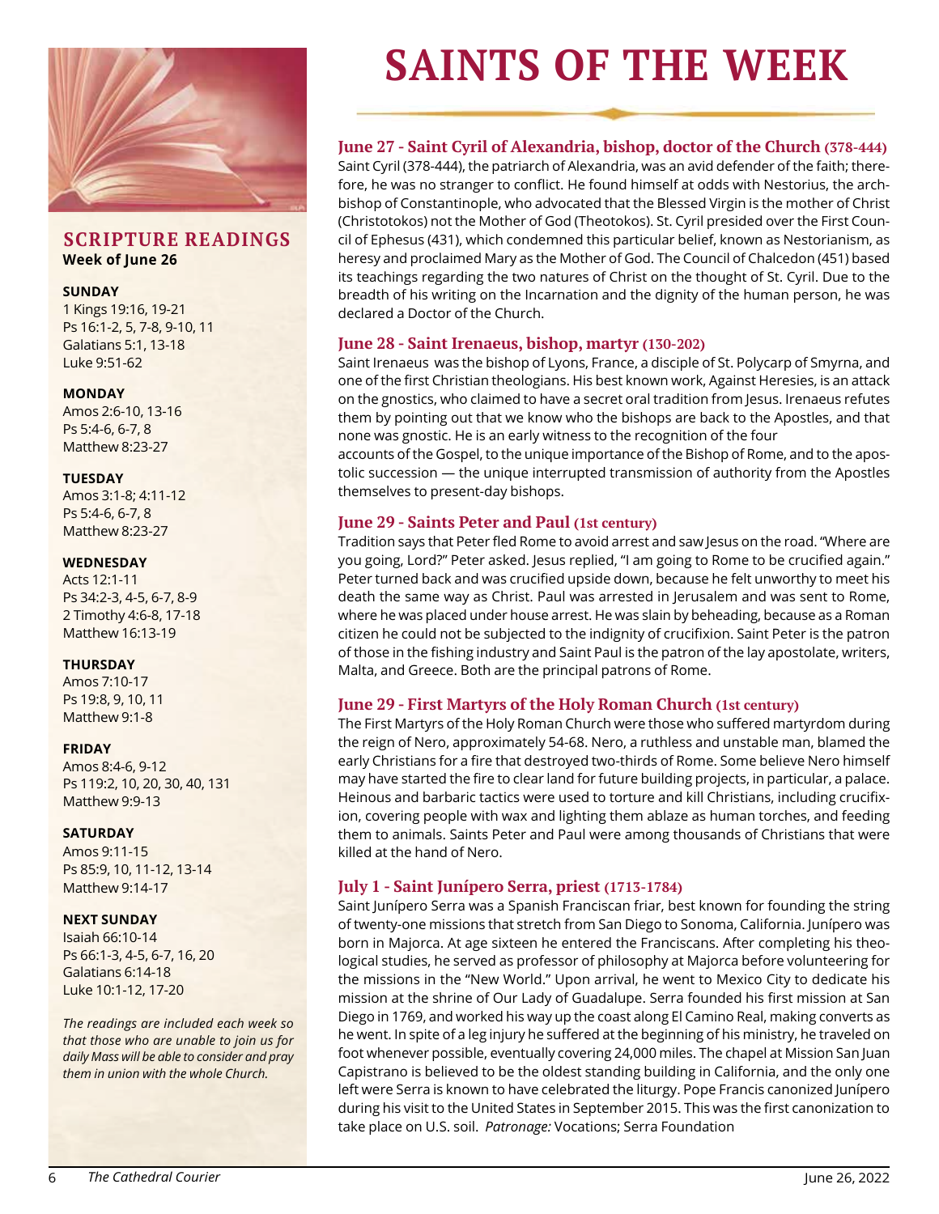## SCRIPTURE READINGS

**Week of June 26**

**SUNDAY**
1 Kings 19:16, 19-21
Ps 16:1-2, 5, 7-8, 9-10, 11
Galatians 5:1, 13-18
Luke 9:51-62

**MONDAY**
Amos 2:6-10, 13-16
Ps 5:4-6, 6-7, 8
Matthew 8:23-27

**TUESDAY**
Amos 3:1-8; 4:11-12
Ps 5:4-6, 6-7, 8
Matthew 8:23-27

**WEDNESDAY**
Acts 12:1-11
Ps 34:2-3, 4-5, 6-7, 8-9
2 Timothy 4:6-8, 17-18
Matthew 16:13-19

**THURSDAY**
Amos 7:10-17
Ps 19:8, 9, 10, 11
Matthew 9:1-8

**FRIDAY**
Amos 8:4-6, 9-12
Ps 119:2, 10, 20, 30, 40, 131
Matthew 9:9-13

**SATURDAY**
Amos 9:11-15
Ps 85:9, 10, 11-12, 13-14
Matthew 9:14-17

**NEXT SUNDAY**
Isaiah 66:10-14
Ps 66:1-3, 4-5, 6-7, 16, 20
Galatians 6:14-18
Luke 10:1-12, 17-20

*The readings are included each week so that those who are unable to join us for daily Mass will be able to consider and pray them in union with the whole Church.*

# SAINTS OF THE WEEK

### June 27 - Saint Cyril of Alexandria, bishop, doctor of the Church (378-444)

Saint Cyril (378-444), the patriarch of Alexandria, was an avid defender of the faith; therefore, he was no stranger to conflict. He found himself at odds with Nestorius, the archbishop of Constantinople, who advocated that the Blessed Virgin is the mother of Christ (Christotokos) not the Mother of God (Theotokos). St. Cyril presided over the First Council of Ephesus (431), which condemned this particular belief, known as Nestorianism, as heresy and proclaimed Mary as the Mother of God. The Council of Chalcedon (451) based its teachings regarding the two natures of Christ on the thought of St. Cyril. Due to the breadth of his writing on the Incarnation and the dignity of the human person, he was declared a Doctor of the Church.

### June 28 - Saint Irenaeus, bishop, martyr (130-202)

Saint Irenaeus was the bishop of Lyons, France, a disciple of St. Polycarp of Smyrna, and one of the first Christian theologians. His best known work, Against Heresies, is an attack on the gnostics, who claimed to have a secret oral tradition from Jesus. Irenaeus refutes them by pointing out that we know who the bishops are back to the Apostles, and that none was gnostic. He is an early witness to the recognition of the four accounts of the Gospel, to the unique importance of the Bishop of Rome, and to the apostolic succession — the unique interrupted transmission of authority from the Apostles themselves to present-day bishops.

### June 29 - Saints Peter and Paul (1st century)

Tradition says that Peter fled Rome to avoid arrest and saw Jesus on the road. "Where are you going, Lord?" Peter asked. Jesus replied, "I am going to Rome to be crucified again." Peter turned back and was crucified upside down, because he felt unworthy to meet his death the same way as Christ. Paul was arrested in Jerusalem and was sent to Rome, where he was placed under house arrest. He was slain by beheading, because as a Roman citizen he could not be subjected to the indignity of crucifixion. Saint Peter is the patron of those in the fishing industry and Saint Paul is the patron of the lay apostolate, writers, Malta, and Greece. Both are the principal patrons of Rome.

### June 29 - First Martyrs of the Holy Roman Church (1st century)

The First Martyrs of the Holy Roman Church were those who suffered martyrdom during the reign of Nero, approximately 54-68. Nero, a ruthless and unstable man, blamed the early Christians for a fire that destroyed two-thirds of Rome. Some believe Nero himself may have started the fire to clear land for future building projects, in particular, a palace. Heinous and barbaric tactics were used to torture and kill Christians, including crucifixion, covering people with wax and lighting them ablaze as human torches, and feeding them to animals. Saints Peter and Paul were among thousands of Christians that were killed at the hand of Nero.

### July 1 - Saint Junípero Serra, priest (1713-1784)

Saint Junípero Serra was a Spanish Franciscan friar, best known for founding the string of twenty-one missions that stretch from San Diego to Sonoma, California. Junípero was born in Majorca. At age sixteen he entered the Franciscans. After completing his theological studies, he served as professor of philosophy at Majorca before volunteering for the missions in the "New World." Upon arrival, he went to Mexico City to dedicate his mission at the shrine of Our Lady of Guadalupe. Serra founded his first mission at San Diego in 1769, and worked his way up the coast along El Camino Real, making converts as he went. In spite of a leg injury he suffered at the beginning of his ministry, he traveled on foot whenever possible, eventually covering 24,000 miles. The chapel at Mission San Juan Capistrano is believed to be the oldest standing building in California, and the only one left were Serra is known to have celebrated the liturgy. Pope Francis canonized Junípero during his visit to the United States in September 2015. This was the first canonization to take place on U.S. soil. *Patronage:* Vocations; Serra Foundation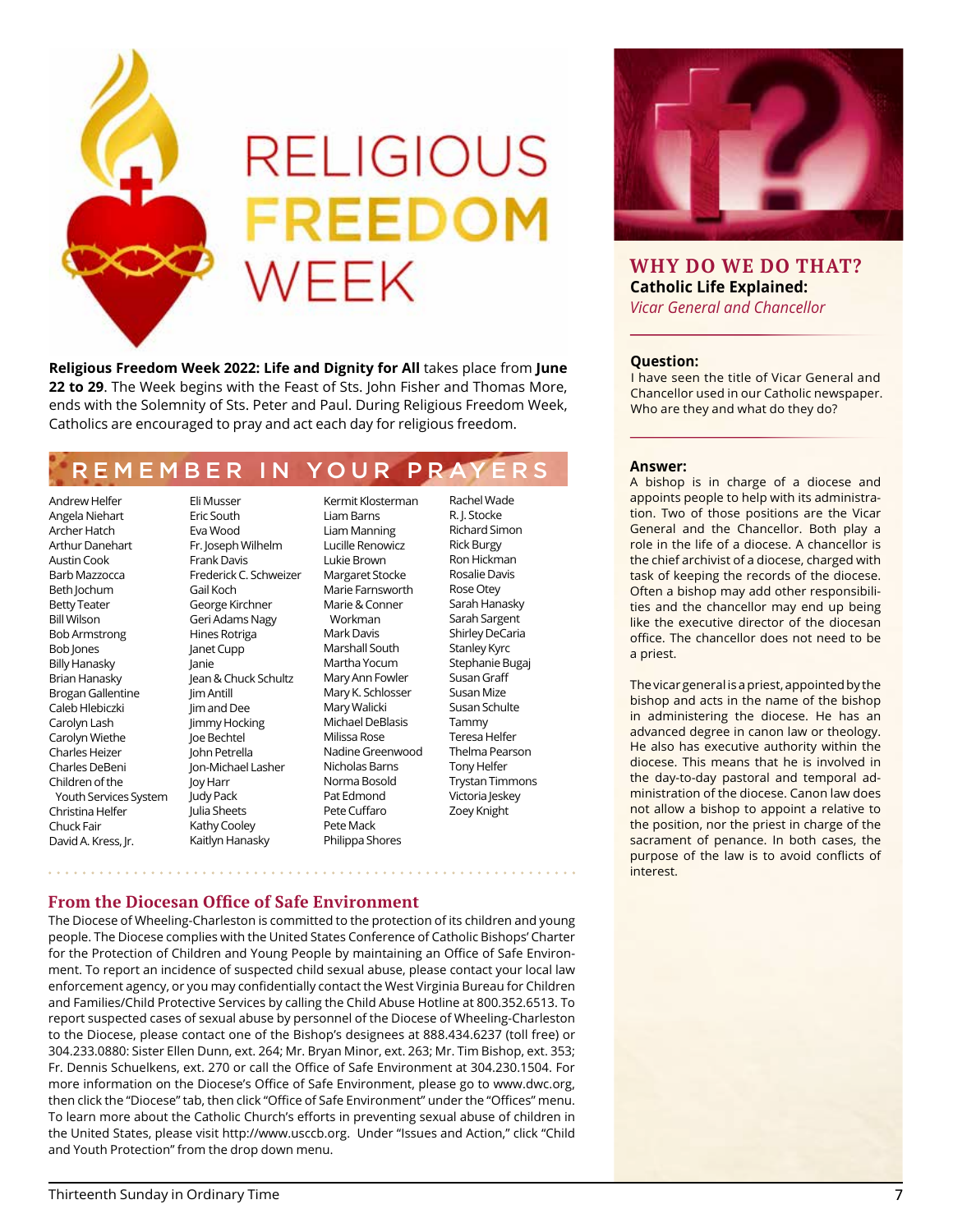# RELIGIOUS FREEDOM WEEK

**Religious Freedom Week 2022: Life and Dignity for All** takes place from **June 22 to 29**. The Week begins with the Feast of Sts. John Fisher and Thomas More, ends with the Solemnity of Sts. Peter and Paul. During Religious Freedom Week, Catholics are encouraged to pray and act each day for religious freedom.

## REMEMBER IN YOUR PRAYERS

Andrew Helfer
Angela Niehart
Archer Hatch
Arthur Danehart
Austin Cook
Barb Mazzocca
Beth Jochum
Betty Teater
Bill Wilson
Bob Armstrong
Bob Jones
Billy Hanasky
Brian Hanasky
Brogan Gallentine
Caleb Hlebiczki
Carolyn Lash
Carolyn Wiethe
Charles Heizer
Charles DeBeni
Children of the Youth Services System
Christina Helfer
Chuck Fair
David A. Kress, Jr.
Eli Musser
Eric South
Eva Wood
Fr. Joseph Wilhelm
Frank Davis
Frederick C. Schweizer
Gail Koch
George Kirchner
Geri Adams Nagy
Hines Rotriga
Janet Cupp
Janie
Jean & Chuck Schultz
Jim Antill
Jim and Dee
Jimmy Hocking
Joe Bechtel
John Petrella
Jon-Michael Lasher
Joy Harr
Judy Pack
Julia Sheets
Kathy Cooley
Kaitlyn Hanasky
Kermit Klosterman
Liam Barns
Liam Manning
Lucille Renowicz
Lukie Brown
Margaret Stocke
Marie Farnsworth
Marie & Conner Workman
Mark Davis
Marshall South
Martha Yocum
Mary Ann Fowler
Mary K. Schlosser
Mary Walicki
Michael DeBlasis
Milissa Rose
Nadine Greenwood
Nicholas Barns
Norma Bosold
Pat Edmond
Pete Cuffaro
Pete Mack
Philippa Shores
Rachel Wade
R. J. Stocke
Richard Simon
Rick Burgy
Ron Hickman
Rosalie Davis
Rose Otey
Sarah Hanasky
Sarah Sargent
Shirley DeCaria
Stanley Kyrc
Stephanie Bugaj
Susan Graff
Susan Mize
Susan Schulte
Tammy
Teresa Helfer
Thelma Pearson
Tony Helfer
Trystan Timmons
Victoria Jeskey
Zoey Knight

## From the Diocesan Office of Safe Environment

The Diocese of Wheeling-Charleston is committed to the protection of its children and young people. The Diocese complies with the United States Conference of Catholic Bishops' Charter for the Protection of Children and Young People by maintaining an Office of Safe Environment. To report an incidence of suspected child sexual abuse, please contact your local law enforcement agency, or you may confidentially contact the West Virginia Bureau for Children and Families/Child Protective Services by calling the Child Abuse Hotline at 800.352.6513. To report suspected cases of sexual abuse by personnel of the Diocese of Wheeling-Charleston to the Diocese, please contact one of the Bishop's designees at 888.434.6237 (toll free) or 304.233.0880: Sister Ellen Dunn, ext. 264; Mr. Bryan Minor, ext. 263; Mr. Tim Bishop, ext. 353; Fr. Dennis Schuelkens, ext. 270 or call the Office of Safe Environment at 304.230.1504. For more information on the Diocese's Office of Safe Environment, please go to www.dwc.org, then click the "Diocese" tab, then click "Office of Safe Environment" under the "Offices" menu. To learn more about the Catholic Church's efforts in preventing sexual abuse of children in the United States, please visit http://www.usccb.org. Under "Issues and Action," click "Child and Youth Protection" from the drop down menu.

## WHY DO WE DO THAT?

**Catholic Life Explained:**
*Vicar General and Chancellor*

**Question:**
I have seen the title of Vicar General and Chancellor used in our Catholic newspaper. Who are they and what do they do?

**Answer:**
A bishop is in charge of a diocese and appoints people to help with its administration. Two of those positions are the Vicar General and the Chancellor. Both play a role in the life of a diocese. A chancellor is the chief archivist of a diocese, charged with task of keeping the records of the diocese. Often a bishop may add other responsibilities and the chancellor may end up being like the executive director of the diocesan office. The chancellor does not need to be a priest.

The vicar general is a priest, appointed by the bishop and acts in the name of the bishop in administering the diocese. He has an advanced degree in canon law or theology. He also has executive authority within the diocese. This means that he is involved in the day-to-day pastoral and temporal administration of the diocese. Canon law does not allow a bishop to appoint a relative to the position, nor the priest in charge of the sacrament of penance. In both cases, the purpose of the law is to avoid conflicts of interest.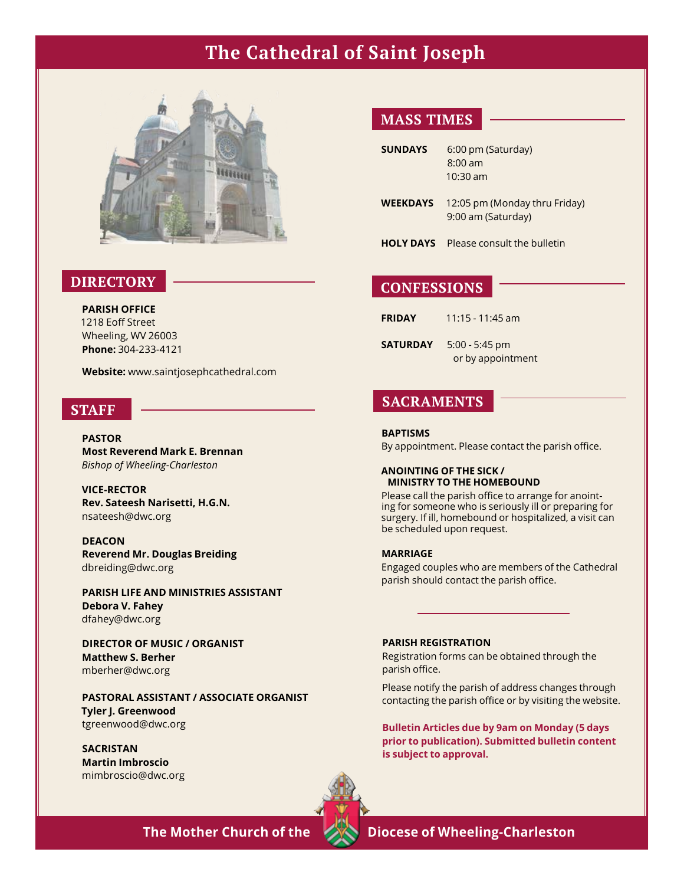# The Cathedral of Saint Joseph

## DIRECTORY

**PARISH OFFICE**
1218 Eoff Street
Wheeling, WV 26003
**Phone:** 304-233-4121

**Website:** www.saintjosephcathedral.com

## STAFF

**PASTOR**
**Most Reverend Mark E. Brennan**
*Bishop of Wheeling-Charleston*

**VICE-RECTOR**
**Rev. Sateesh Narisetti, H.G.N.**
nsateesh@dwc.org

**DEACON**
**Reverend Mr. Douglas Breiding**
dbreiding@dwc.org

**PARISH LIFE AND MINISTRIES ASSISTANT**
**Debora V. Fahey**
dfahey@dwc.org

**DIRECTOR OF MUSIC / ORGANIST**
**Matthew S. Berher**
mberher@dwc.org

**PASTORAL ASSISTANT / ASSOCIATE ORGANIST**
**Tyler J. Greenwood**
tgreenwood@dwc.org

**SACRISTAN**
**Martin Imbroscio**
mimbroscio@dwc.org

## MASS TIMES

**SUNDAYS** 6:00 pm (Saturday)
8:00 am
10:30 am

**WEEKDAYS** 12:05 pm (Monday thru Friday)
9:00 am (Saturday)

**HOLY DAYS** Please consult the bulletin

## CONFESSIONS

**FRIDAY** 11:15 - 11:45 am

**SATURDAY** 5:00 - 5:45 pm
or by appointment

## SACRAMENTS

**BAPTISMS**
By appointment. Please contact the parish office.

**ANOINTING OF THE SICK / MINISTRY TO THE HOMEBOUND**
Please call the parish office to arrange for anointing for someone who is seriously ill or preparing for surgery. If ill, homebound or hospitalized, a visit can be scheduled upon request.

**MARRIAGE**
Engaged couples who are members of the Cathedral parish should contact the parish office.

**PARISH REGISTRATION**
Registration forms can be obtained through the parish office.

Please notify the parish of address changes through contacting the parish office or by visiting the website.

**Bulletin Articles due by 9am on Monday (5 days prior to publication). Submitted bulletin content is subject to approval.**

**The Mother Church of the Diocese of Wheeling-Charleston**